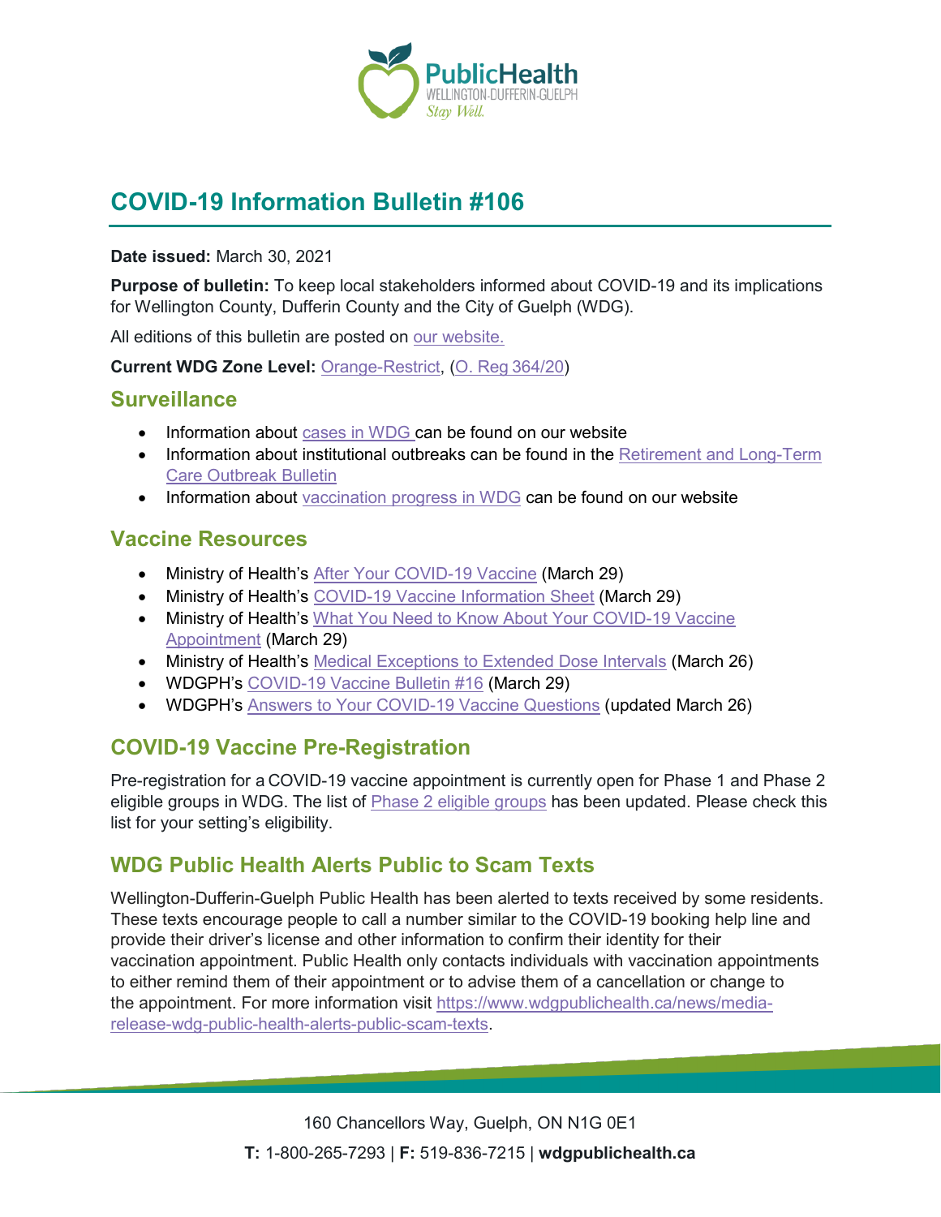# COVID-19 Information Bulletin #106

**Date issued:** March 30, 2021

**Purpose of bulletin:** To keep local stakeholders informed about COVID-19 and its implications for Wellington County, Dufferin County and the City of Guelph (WDG).

All editions of this bulletin are posted on our website.

**Current WDG Zone Level:** Orange-Restrict, (O. Reg 364/20)

## Surveillance

- Information about cases in WDG can be found on our website
- Information about institutional outbreaks can be found in the Retirement and Long-Term Care Outbreak Bulletin
- Information about vaccination progress in WDG can be found on our website

## Vaccine Resources

- Ministry of Health's After Your COVID-19 Vaccine (March 29)
- Ministry of Health's COVID-19 Vaccine Information Sheet (March 29)
- Ministry of Health's What You Need to Know About Your COVID-19 Vaccine Appointment (March 29)
- Ministry of Health's Medical Exceptions to Extended Dose Intervals (March 26)
- WDGPH's COVID-19 Vaccine Bulletin #16 (March 29)
- WDGPH's Answers to Your COVID-19 Vaccine Questions (updated March 26)

## COVID-19 Vaccine Pre-Registration

Pre-registration for a COVID-19 vaccine appointment is currently open for Phase 1 and Phase 2 eligible groups in WDG. The list of Phase 2 eligible groups has been updated. Please check this list for your setting's eligibility.

## WDG Public Health Alerts Public to Scam Texts

Wellington-Dufferin-Guelph Public Health has been alerted to texts received by some residents. These texts encourage people to call a number similar to the COVID-19 booking help line and provide their driver's license and other information to confirm their identity for their vaccination appointment. Public Health only contacts individuals with vaccination appointments to either remind them of their appointment or to advise them of a cancellation or change to the appointment. For more information visit https://www.wdgpublichealth.ca/news/media-release-wdg-public-health-alerts-public-scam-texts.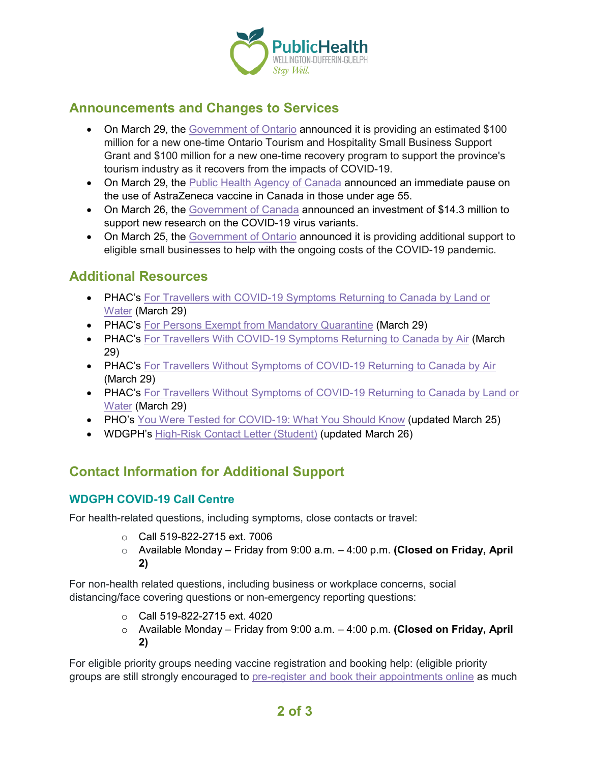## Announcements and Changes to Services

- On March 29, the Government of Ontario announced it is providing an estimated $100 million for a new one-time Ontario Tourism and Hospitality Small Business Support Grant and $100 million for a new one-time recovery program to support the province's tourism industry as it recovers from the impacts of COVID-19.
- On March 29, the Public Health Agency of Canada announced an immediate pause on the use of AstraZeneca vaccine in Canada in those under age 55.
- On March 26, the Government of Canada announced an investment of $14.3 million to support new research on the COVID-19 virus variants.
- On March 25, the Government of Ontario announced it is providing additional support to eligible small businesses to help with the ongoing costs of the COVID-19 pandemic.

## Additional Resources

- PHAC's For Travellers with COVID-19 Symptoms Returning to Canada by Land or Water (March 29)
- PHAC's For Persons Exempt from Mandatory Quarantine (March 29)
- PHAC's For Travellers With COVID-19 Symptoms Returning to Canada by Air (March 29)
- PHAC's For Travellers Without Symptoms of COVID-19 Returning to Canada by Air (March 29)
- PHAC's For Travellers Without Symptoms of COVID-19 Returning to Canada by Land or Water (March 29)
- PHO's You Were Tested for COVID-19: What You Should Know (updated March 25)
- WDGPH's High-Risk Contact Letter (Student) (updated March 26)

## Contact Information for Additional Support

### WDGPH COVID-19 Call Centre

For health-related questions, including symptoms, close contacts or travel:

- Call 519-822-2715 ext. 7006
- Available Monday – Friday from 9:00 a.m. – 4:00 p.m. **(Closed on Friday, April 2)**

For non-health related questions, including business or workplace concerns, social distancing/face covering questions or non-emergency reporting questions:

- Call 519-822-2715 ext. 4020
- Available Monday – Friday from 9:00 a.m. – 4:00 p.m. **(Closed on Friday, April 2)**

For eligible priority groups needing vaccine registration and booking help: (eligible priority groups are still strongly encouraged to pre-register and book their appointments online as much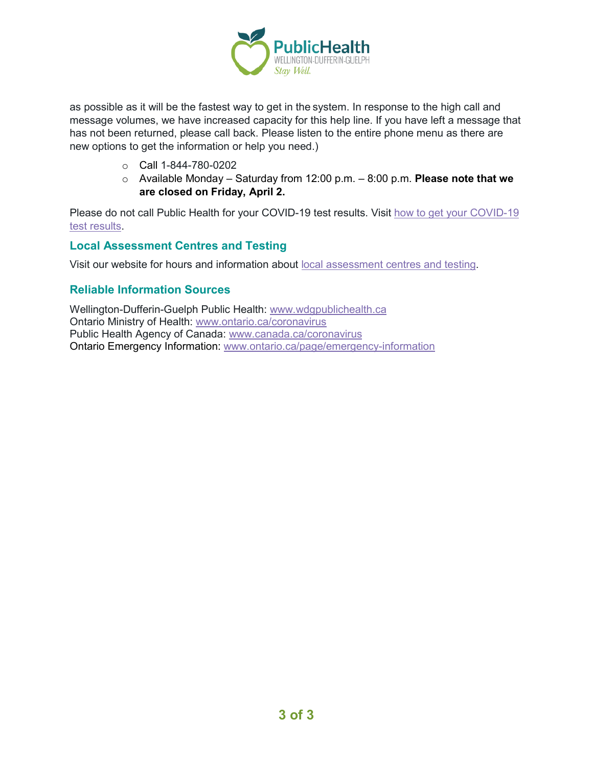as possible as it will be the fastest way to get in the system. In response to the high call and message volumes, we have increased capacity for this help line. If you have left a message that has not been returned, please call back. Please listen to the entire phone menu as there are new options to get the information or help you need.)

- Call 1-844-780-0202
- Available Monday – Saturday from 12:00 p.m. – 8:00 p.m. **Please note that we are closed on Friday, April 2.**

Please do not call Public Health for your COVID-19 test results. Visit how to get your COVID-19 test results.

## Local Assessment Centres and Testing

Visit our website for hours and information about local assessment centres and testing.

## Reliable Information Sources

Wellington-Dufferin-Guelph Public Health: www.wdgpublichealth.ca
Ontario Ministry of Health: www.ontario.ca/coronavirus
Public Health Agency of Canada: www.canada.ca/coronavirus
Ontario Emergency Information: www.ontario.ca/page/emergency-information